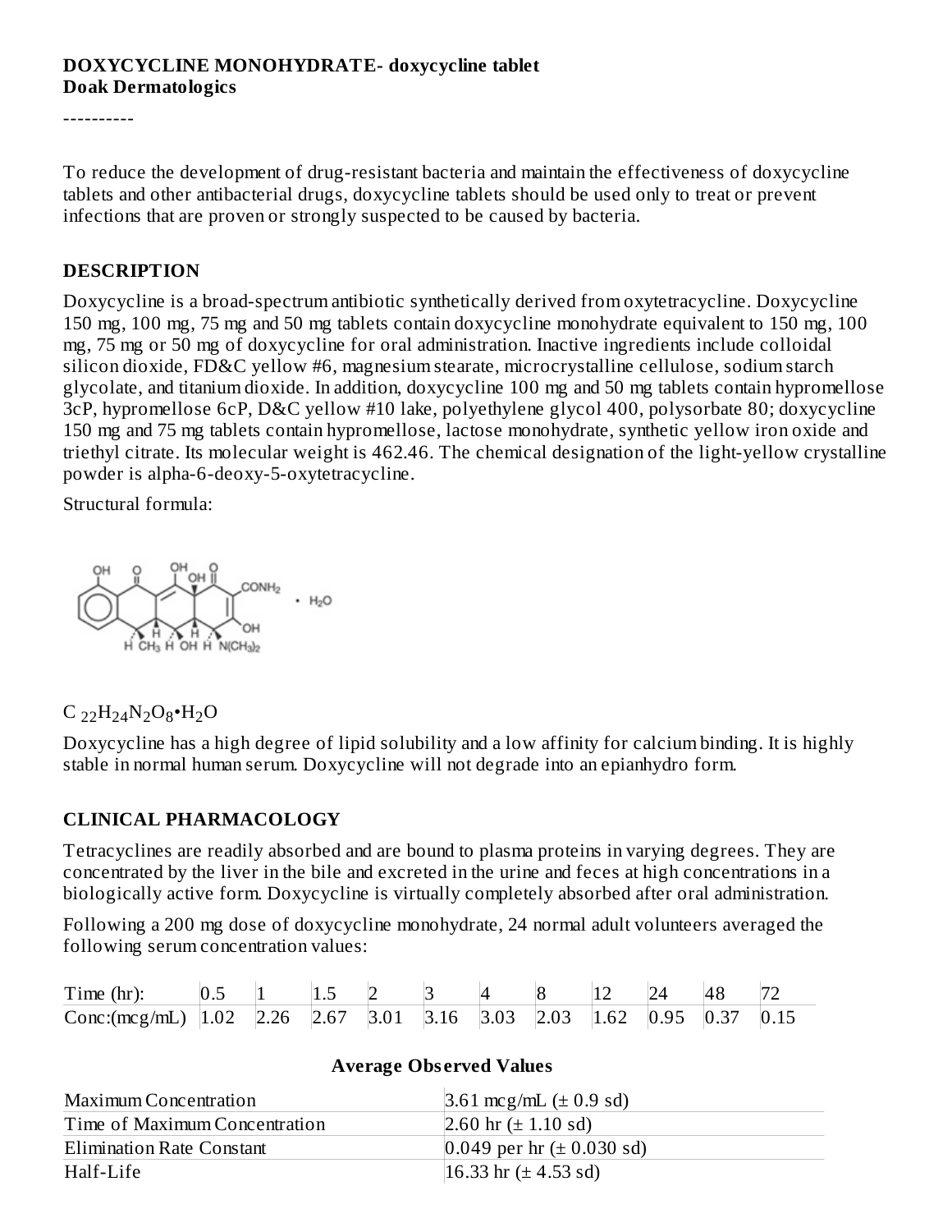**DOXYCYCLINE MONOHYDRATE- doxycycline tablet**
**Doak Dermatologics**

----------

To reduce the development of drug-resistant bacteria and maintain the effectiveness of doxycycline tablets and other antibacterial drugs, doxycycline tablets should be used only to treat or prevent infections that are proven or strongly suspected to be caused by bacteria.

## DESCRIPTION

Doxycycline is a broad-spectrum antibiotic synthetically derived from oxytetracycline. Doxycycline 150 mg, 100 mg, 75 mg and 50 mg tablets contain doxycycline monohydrate equivalent to 150 mg, 100 mg, 75 mg or 50 mg of doxycycline for oral administration. Inactive ingredients include colloidal silicon dioxide, FD&C yellow #6, magnesium stearate, microcrystalline cellulose, sodium starch glycolate, and titanium dioxide. In addition, doxycycline 100 mg and 50 mg tablets contain hypromellose 3cP, hypromellose 6cP, D&C yellow #10 lake, polyethylene glycol 400, polysorbate 80; doxycycline 150 mg and 75 mg tablets contain hypromellose, lactose monohydrate, synthetic yellow iron oxide and triethyl citrate. Its molecular weight is 462.46. The chemical designation of the light-yellow crystalline powder is alpha-6-deoxy-5-oxytetracycline.

Structural formula:

$C_{22}H_{24}N_2O_8 \cdot H_2O$

Doxycycline has a high degree of lipid solubility and a low affinity for calcium binding. It is highly stable in normal human serum. Doxycycline will not degrade into an epianhydro form.

## CLINICAL PHARMACOLOGY

Tetracyclines are readily absorbed and are bound to plasma proteins in varying degrees. They are concentrated by the liver in the bile and excreted in the urine and feces at high concentrations in a biologically active form. Doxycycline is virtually completely absorbed after oral administration.

Following a 200 mg dose of doxycycline monohydrate, 24 normal adult volunteers averaged the following serum concentration values:

| Time (hr): | 0.5 | 1 | 1.5 | 2 | 3 | 4 | 8 | 12 | 24 | 48 | 72 |
|---|---|---|---|---|---|---|---|---|---|---|---|
| Conc:(mcg/mL) | 1.02 | 2.26 | 2.67 | 3.01 | 3.16 | 3.03 | 2.03 | 1.62 | 0.95 | 0.37 | 0.15 |

**Average Observed Values**

| | |
|---|---|
| Maximum Concentration | 3.61 mcg/mL (± 0.9 sd) |
| Time of Maximum Concentration | 2.60 hr (± 1.10 sd) |
| Elimination Rate Constant | 0.049 per hr (± 0.030 sd) |
| Half-Life | 16.33 hr (± 4.53 sd) |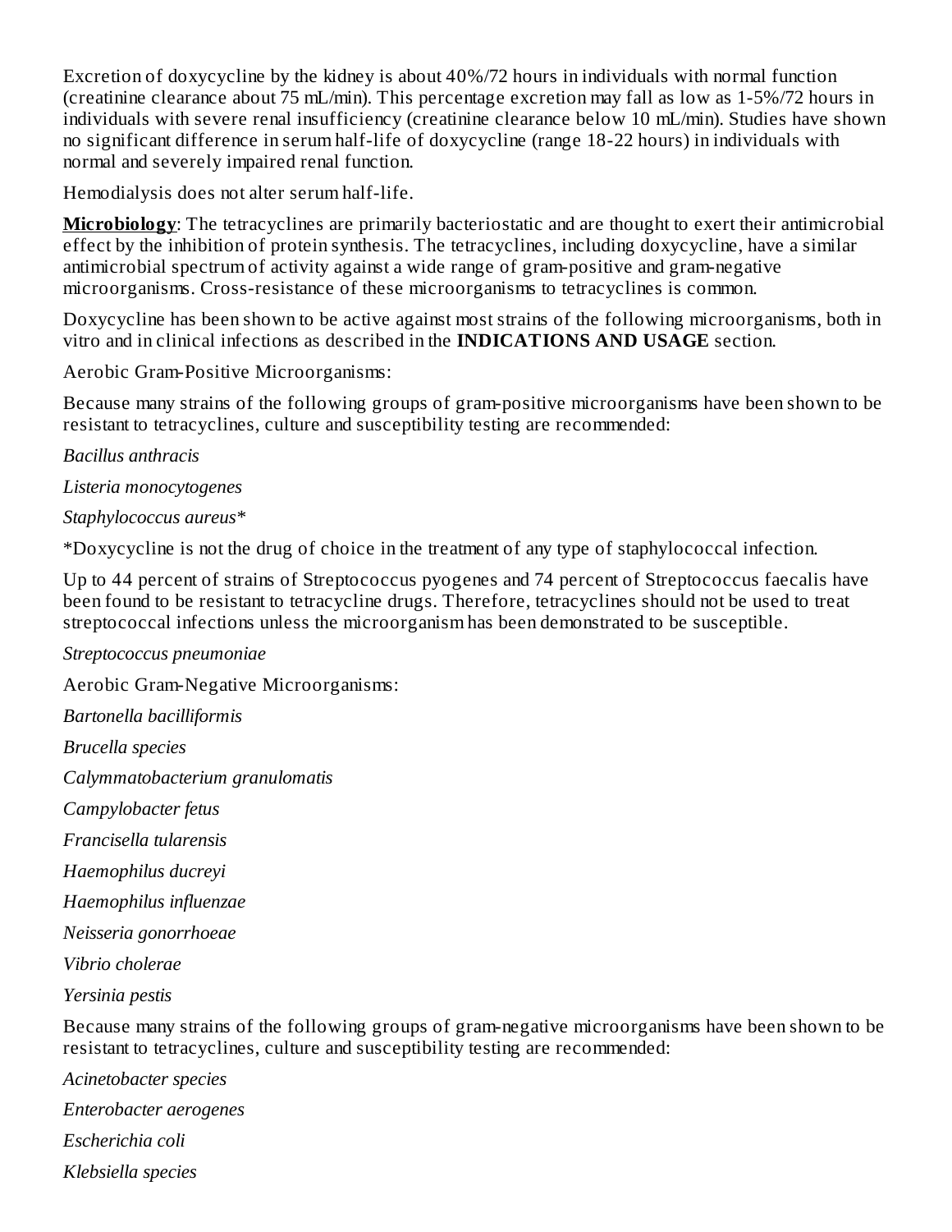Excretion of doxycycline by the kidney is about 40%/72 hours in individuals with normal function (creatinine clearance about 75 mL/min). This percentage excretion may fall as low as 1-5%/72 hours in individuals with severe renal insufficiency (creatinine clearance below 10 mL/min). Studies have shown no significant difference in serum half-life of doxycycline (range 18-22 hours) in individuals with normal and severely impaired renal function.

Hemodialysis does not alter serum half-life.

**Microbiology**: The tetracyclines are primarily bacteriostatic and are thought to exert their antimicrobial effect by the inhibition of protein synthesis. The tetracyclines, including doxycycline, have a similar antimicrobial spectrum of activity against a wide range of gram-positive and gram-negative microorganisms. Cross-resistance of these microorganisms to tetracyclines is common.

Doxycycline has been shown to be active against most strains of the following microorganisms, both in vitro and in clinical infections as described in the **INDICATIONS AND USAGE** section.

Aerobic Gram-Positive Microorganisms:

Because many strains of the following groups of gram-positive microorganisms have been shown to be resistant to tetracyclines, culture and susceptibility testing are recommended:

*Bacillus anthracis*

*Listeria monocytogenes*

*Staphylococcus aureus**

*Doxycycline is not the drug of choice in the treatment of any type of staphylococcal infection.

Up to 44 percent of strains of Streptococcus pyogenes and 74 percent of Streptococcus faecalis have been found to be resistant to tetracycline drugs. Therefore, tetracyclines should not be used to treat streptococcal infections unless the microorganism has been demonstrated to be susceptible.

*Streptococcus pneumoniae*

Aerobic Gram-Negative Microorganisms:

*Bartonella bacilliformis*

*Brucella species*

*Calymmatobacterium granulomatis*

*Campylobacter fetus*

*Francisella tularensis*

*Haemophilus ducreyi*

*Haemophilus influenzae*

*Neisseria gonorrhoeae*

*Vibrio cholerae*

*Yersinia pestis*

Because many strains of the following groups of gram-negative microorganisms have been shown to be resistant to tetracyclines, culture and susceptibility testing are recommended:

*Acinetobacter species*

*Enterobacter aerogenes*

*Escherichia coli*

*Klebsiella species*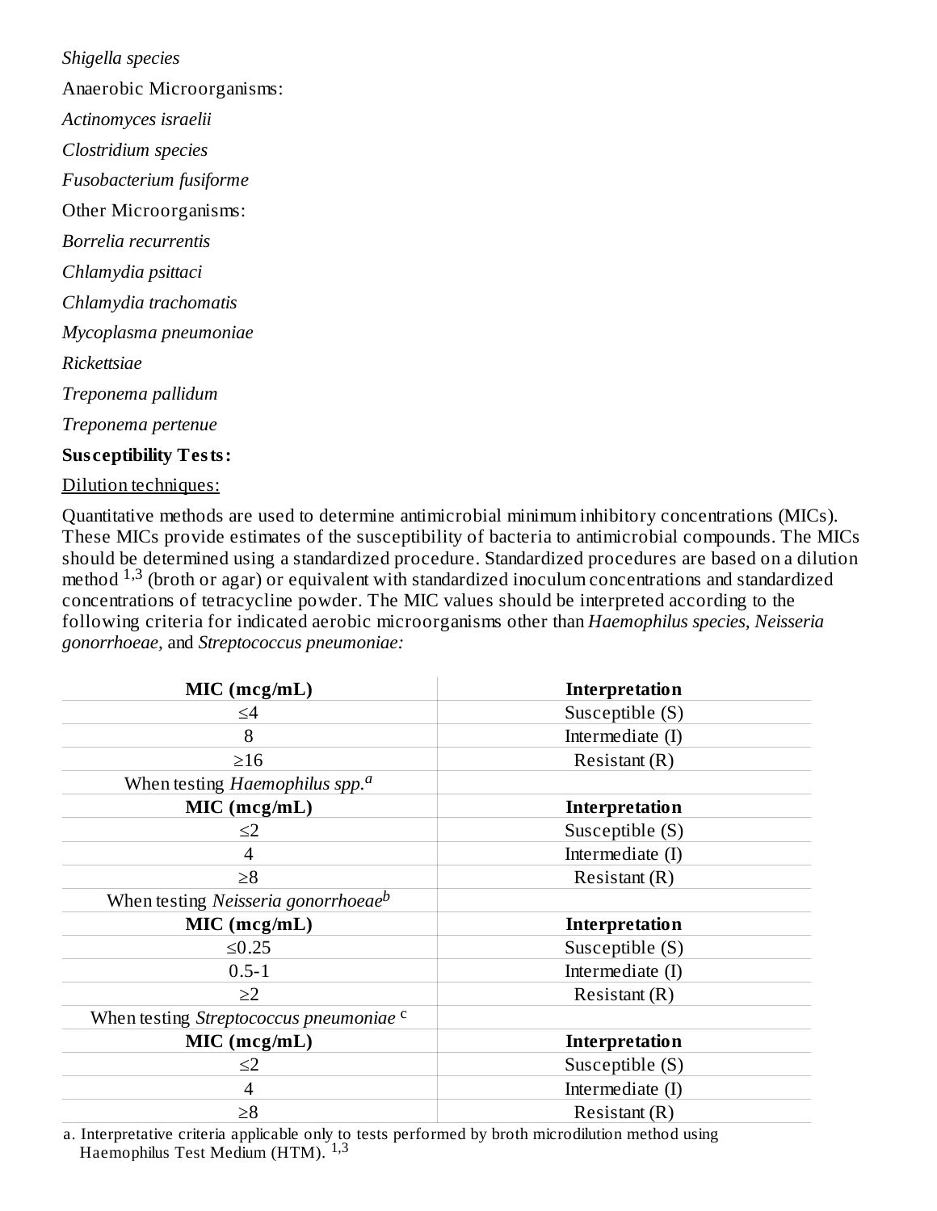*Shigella species*

Anaerobic Microorganisms:

*Actinomyces israelii*

*Clostridium species*

*Fusobacterium fusiforme*

Other Microorganisms:

*Borrelia recurrentis*

*Chlamydia psittaci*

*Chlamydia trachomatis*

*Mycoplasma pneumoniae*

*Rickettsiae*

*Treponema pallidum*

*Treponema pertenue*

**Susceptibility Tests:**

Dilution techniques:

Quantitative methods are used to determine antimicrobial minimum inhibitory concentrations (MICs). These MICs provide estimates of the susceptibility of bacteria to antimicrobial compounds. The MICs should be determined using a standardized procedure. Standardized procedures are based on a dilution method [1,3] (broth or agar) or equivalent with standardized inoculum concentrations and standardized concentrations of tetracycline powder. The MIC values should be interpreted according to the following criteria for indicated aerobic microorganisms other than *Haemophilus species*, *Neisseria gonorrhoeae*, and *Streptococcus pneumoniae:*

| **MIC (mcg/mL)** | **Interpretation** |
|---|---|
| ≤4 | Susceptible (S) |
| 8 | Intermediate (I) |
| ≥16 | Resistant (R) |
| When testing *Haemophilus spp.*[a] | |
| **MIC (mcg/mL)** | **Interpretation** |
| ≤2 | Susceptible (S) |
| 4 | Intermediate (I) |
| ≥8 | Resistant (R) |
| When testing *Neisseria gonorrhoeae*[b] | |
| **MIC (mcg/mL)** | **Interpretation** |
| ≤0.25 | Susceptible (S) |
| 0.5-1 | Intermediate (I) |
| ≥2 | Resistant (R) |
| When testing *Streptococcus pneumoniae* [c] | |
| **MIC (mcg/mL)** | **Interpretation** |
| ≤2 | Susceptible (S) |
| 4 | Intermediate (I) |
| ≥8 | Resistant (R) |

a. Interpretative criteria applicable only to tests performed by broth microdilution method using Haemophilus Test Medium (HTM). [1,3]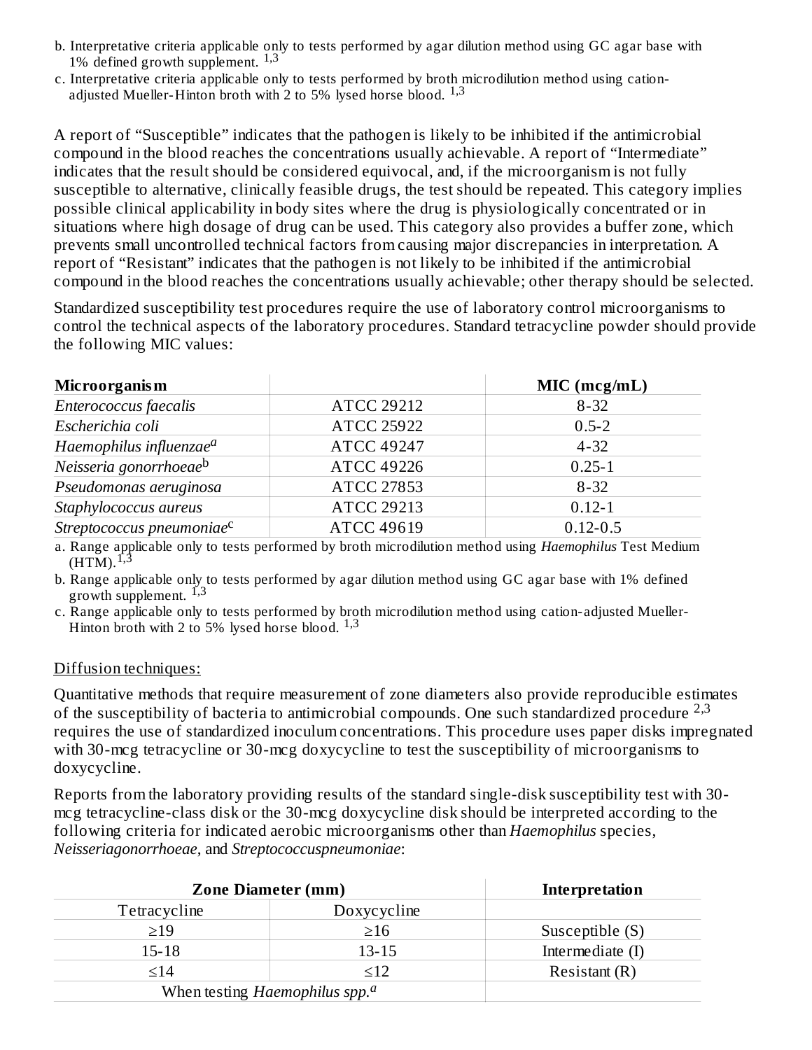b. Interpretative criteria applicable only to tests performed by agar dilution method using GC agar base with 1% defined growth supplement. [1,3]

c. Interpretative criteria applicable only to tests performed by broth microdilution method using cation-adjusted Mueller-Hinton broth with 2 to 5% lysed horse blood. [1,3]

A report of "Susceptible" indicates that the pathogen is likely to be inhibited if the antimicrobial compound in the blood reaches the concentrations usually achievable. A report of "Intermediate" indicates that the result should be considered equivocal, and, if the microorganism is not fully susceptible to alternative, clinically feasible drugs, the test should be repeated. This category implies possible clinical applicability in body sites where the drug is physiologically concentrated or in situations where high dosage of drug can be used. This category also provides a buffer zone, which prevents small uncontrolled technical factors from causing major discrepancies in interpretation. A report of "Resistant" indicates that the pathogen is not likely to be inhibited if the antimicrobial compound in the blood reaches the concentrations usually achievable; other therapy should be selected.

Standardized susceptibility test procedures require the use of laboratory control microorganisms to control the technical aspects of the laboratory procedures. Standard tetracycline powder should provide the following MIC values:

| **Microorganism** | | **MIC (mcg/mL)** |
|---|---|---|
| *Enterococcus faecalis* | ATCC 29212 | 8-32 |
| *Escherichia coli* | ATCC 25922 | 0.5-2 |
| *Haemophilus influenzae*[a] | ATCC 49247 | 4-32 |
| *Neisseria gonorrhoeae*[b] | ATCC 49226 | 0.25-1 |
| *Pseudomonas aeruginosa* | ATCC 27853 | 8-32 |
| *Staphylococcus aureus* | ATCC 29213 | 0.12-1 |
| *Streptococcus pneumoniae*[c] | ATCC 49619 | 0.12-0.5 |

a. Range applicable only to tests performed by broth microdilution method using *Haemophilus* Test Medium (HTM).[1,3]

b. Range applicable only to tests performed by agar dilution method using GC agar base with 1% defined growth supplement. [1,3]

c. Range applicable only to tests performed by broth microdilution method using cation-adjusted Mueller-Hinton broth with 2 to 5% lysed horse blood. [1,3]

Diffusion techniques:

Quantitative methods that require measurement of zone diameters also provide reproducible estimates of the susceptibility of bacteria to antimicrobial compounds. One such standardized procedure [2,3] requires the use of standardized inoculum concentrations. This procedure uses paper disks impregnated with 30-mcg tetracycline or 30-mcg doxycycline to test the susceptibility of microorganisms to doxycycline.

Reports from the laboratory providing results of the standard single-disk susceptibility test with 30-mcg tetracycline-class disk or the 30-mcg doxycycline disk should be interpreted according to the following criteria for indicated aerobic microorganisms other than *Haemophilus* species, *Neisseriagonorrhoeae*, and *Streptococcuspneumoniae*:

| **Zone Diameter (mm)** | | **Interpretation** |
|---|---|---|
| Tetracycline | Doxycycline | |
| ≥19 | ≥16 | Susceptible (S) |
| 15-18 | 13-15 | Intermediate (I) |
| ≤14 | ≤12 | Resistant (R) |
| When testing *Haemophilus spp.*[a] | | |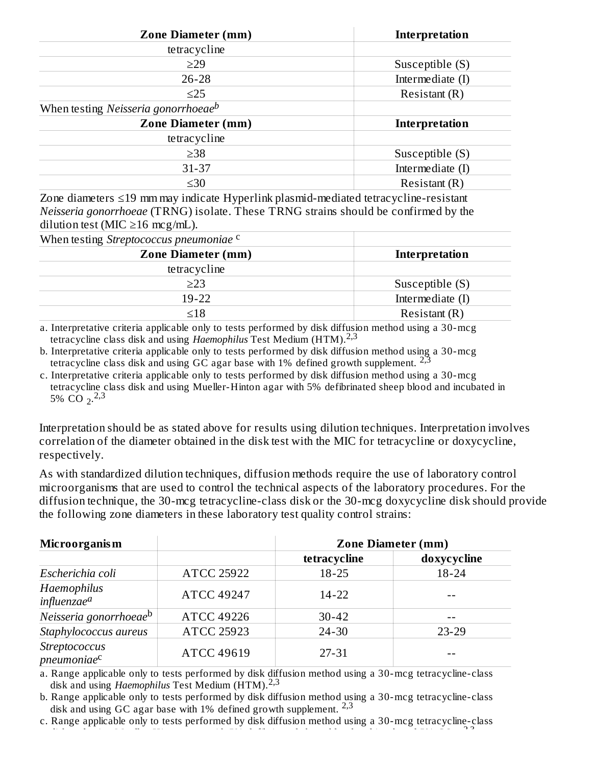| Zone Diameter (mm) | Interpretation |
| --- | --- |
| tetracycline | |
| ≥29 | Susceptible (S) |
| 26-28 | Intermediate (I) |
| ≤25 | Resistant (R) |

When testing *Neisseria gonorrhoeae*[b]

| Zone Diameter (mm) | Interpretation |
| --- | --- |
| tetracycline | |
| ≥38 | Susceptible (S) |
| 31-37 | Intermediate (I) |
| ≤30 | Resistant (R) |

Zone diameters ≤19 mm may indicate Hyperlink plasmid-mediated tetracycline-resistant *Neisseria gonorrhoeae* (TRNG) isolate. These TRNG strains should be confirmed by the dilution test (MIC ≥16 mcg/mL).

When testing *Streptococcus pneumoniae* [c]

| Zone Diameter (mm) | Interpretation |
| --- | --- |
| tetracycline | |
| ≥23 | Susceptible (S) |
| 19-22 | Intermediate (I) |
| ≤18 | Resistant (R) |

a. Interpretative criteria applicable only to tests performed by disk diffusion method using a 30-mcg tetracycline class disk and using *Haemophilus* Test Medium (HTM).[2,3]

b. Interpretative criteria applicable only to tests performed by disk diffusion method using a 30-mcg tetracycline class disk and using GC agar base with 1% defined growth supplement. [2,3]

c. Interpretative criteria applicable only to tests performed by disk diffusion method using a 30-mcg tetracycline class disk and using Mueller-Hinton agar with 5% defibrinated sheep blood and incubated in 5% $CO_2$.[2,3]

Interpretation should be as stated above for results using dilution techniques. Interpretation involves correlation of the diameter obtained in the disk test with the MIC for tetracycline or doxycycline, respectively.

As with standardized dilution techniques, diffusion methods require the use of laboratory control microorganisms that are used to control the technical aspects of the laboratory procedures. For the diffusion technique, the 30-mcg tetracycline-class disk or the 30-mcg doxycycline disk should provide the following zone diameters in these laboratory test quality control strains:

| Microorganism | | Zone Diameter (mm) | |
| --- | --- | --- | --- |
| | | tetracycline | doxycycline |
| *Escherichia coli* | ATCC 25922 | 18-25 | 18-24 |
| *Haemophilus influenzae*[a] | ATCC 49247 | 14-22 | -- |
| *Neisseria gonorrhoeae*[b] | ATCC 49226 | 30-42 | -- |
| *Staphylococcus aureus* | ATCC 25923 | 24-30 | 23-29 |
| *Streptococcus pneumoniae*[c] | ATCC 49619 | 27-31 | -- |

a. Range applicable only to tests performed by disk diffusion method using a 30-mcg tetracycline-class disk and using *Haemophilus* Test Medium (HTM).[2,3]

b. Range applicable only to tests performed by disk diffusion method using a 30-mcg tetracycline-class disk and using GC agar base with 1% defined growth supplement. [2,3]

c. Range applicable only to tests performed by disk diffusion method using a 30-mcg tetracycline-class disk and using Mueller-Hinton agar with 5% defibrinated sheep blood and incubated in 5% $CO_2$.[2,3]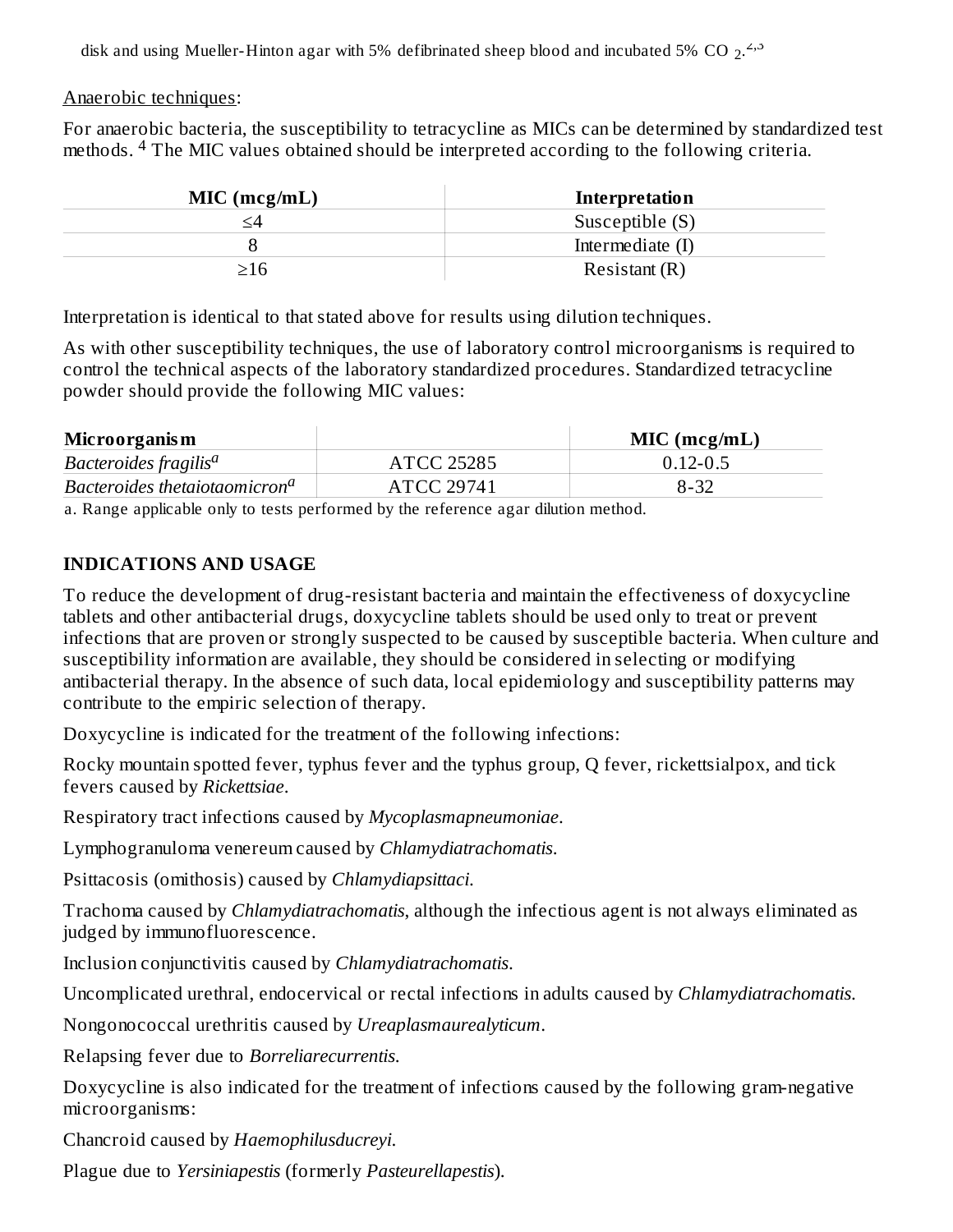disk and using Mueller-Hinton agar with 5% defibrinated sheep blood and incubated 5% $CO_2$.[2,3]

Anaerobic techniques:

For anaerobic bacteria, the susceptibility to tetracycline as MICs can be determined by standardized test methods. [4] The MIC values obtained should be interpreted according to the following criteria.

| MIC (mcg/mL) | Interpretation |
|---|---|
| ≤4 | Susceptible (S) |
| 8 | Intermediate (I) |
| ≥16 | Resistant (R) |

Interpretation is identical to that stated above for results using dilution techniques.

As with other susceptibility techniques, the use of laboratory control microorganisms is required to control the technical aspects of the laboratory standardized procedures. Standardized tetracycline powder should provide the following MIC values:

| Microorganism | | MIC (mcg/mL) |
|---|---|---|
| *Bacteroides fragilis*[a] | ATCC 25285 | 0.12-0.5 |
| *Bacteroides thetaiotaomicron*[a] | ATCC 29741 | 8-32 |

a. Range applicable only to tests performed by the reference agar dilution method.

## INDICATIONS AND USAGE

To reduce the development of drug-resistant bacteria and maintain the effectiveness of doxycycline tablets and other antibacterial drugs, doxycycline tablets should be used only to treat or prevent infections that are proven or strongly suspected to be caused by susceptible bacteria. When culture and susceptibility information are available, they should be considered in selecting or modifying antibacterial therapy. In the absence of such data, local epidemiology and susceptibility patterns may contribute to the empiric selection of therapy.

Doxycycline is indicated for the treatment of the following infections:

Rocky mountain spotted fever, typhus fever and the typhus group, Q fever, rickettsialpox, and tick fevers caused by *Rickettsiae*.

Respiratory tract infections caused by *Mycoplasmapneumoniae*.

Lymphogranuloma venereum caused by *Chlamydiatrachomatis*.

Psittacosis (ornithosis) caused by *Chlamydiapsittaci*.

Trachoma caused by *Chlamydiatrachomatis*, although the infectious agent is not always eliminated as judged by immunofluorescence.

Inclusion conjunctivitis caused by *Chlamydiatrachomatis*.

Uncomplicated urethral, endocervical or rectal infections in adults caused by *Chlamydiatrachomatis*.

Nongonococcal urethritis caused by *Ureaplasmaurealyticum*.

Relapsing fever due to *Borreliarecurrentis*.

Doxycycline is also indicated for the treatment of infections caused by the following gram-negative microorganisms:

Chancroid caused by *Haemophilusducreyi*.

Plague due to *Yersiniapestis* (formerly *Pasteurellapestis*).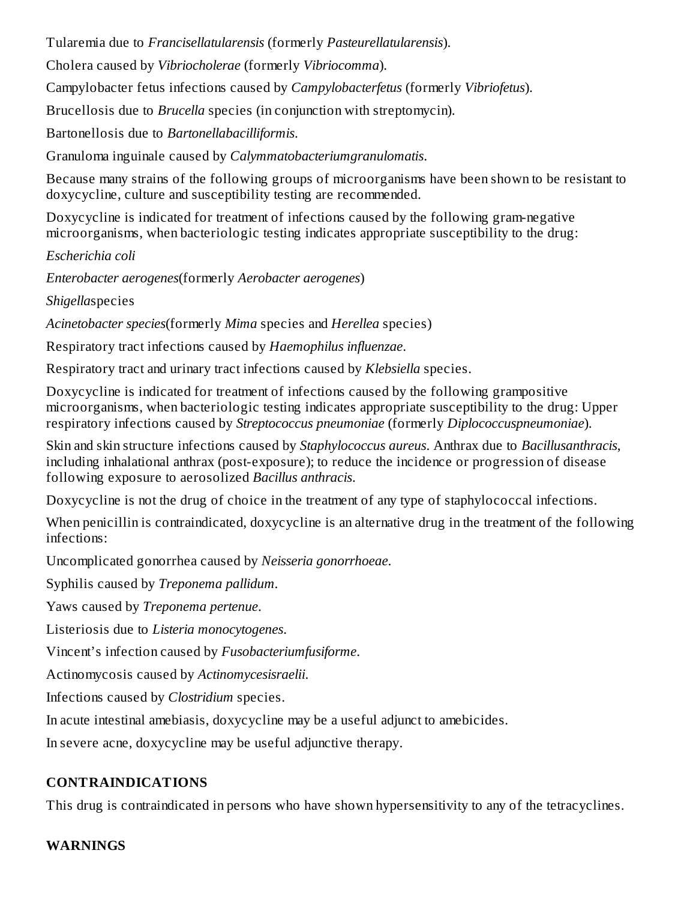Tularemia due to *Francisellatularensis* (formerly *Pasteurellatularensis*).

Cholera caused by *Vibriocholerae* (formerly *Vibriocomma*).

Campylobacter fetus infections caused by *Campylobacterfetus* (formerly *Vibriofetus*).

Brucellosis due to *Brucella* species (in conjunction with streptomycin).

Bartonellosis due to *Bartonellabacilliformis*.

Granuloma inguinale caused by *Calymmatobacteriumgranulomatis*.

Because many strains of the following groups of microorganisms have been shown to be resistant to doxycycline, culture and susceptibility testing are recommended.

Doxycycline is indicated for treatment of infections caused by the following gram-negative microorganisms, when bacteriologic testing indicates appropriate susceptibility to the drug:

*Escherichia coli*

*Enterobacter aerogenes*(formerly *Aerobacter aerogenes*)

*Shigella*species

*Acinetobacter species*(formerly *Mima* species and *Herellea* species)

Respiratory tract infections caused by *Haemophilus influenzae*.

Respiratory tract and urinary tract infections caused by *Klebsiella* species.

Doxycycline is indicated for treatment of infections caused by the following grampositive microorganisms, when bacteriologic testing indicates appropriate susceptibility to the drug: Upper respiratory infections caused by *Streptococcus pneumoniae* (formerly *Diplococcuspneumoniae*).

Skin and skin structure infections caused by *Staphylococcus aureus*. Anthrax due to *Bacillusanthracis*, including inhalational anthrax (post-exposure); to reduce the incidence or progression of disease following exposure to aerosolized *Bacillus anthracis*.

Doxycycline is not the drug of choice in the treatment of any type of staphylococcal infections.

When penicillin is contraindicated, doxycycline is an alternative drug in the treatment of the following infections:

Uncomplicated gonorrhea caused by *Neisseria gonorrhoeae*.

Syphilis caused by *Treponema pallidum*.

Yaws caused by *Treponema pertenue*.

Listeriosis due to *Listeria monocytogenes*.

Vincent's infection caused by *Fusobacteriumfusiforme*.

Actinomycosis caused by *Actinomycesisraelii*.

Infections caused by *Clostridium* species.

In acute intestinal amebiasis, doxycycline may be a useful adjunct to amebicides.

In severe acne, doxycycline may be useful adjunctive therapy.

## CONTRAINDICATIONS

This drug is contraindicated in persons who have shown hypersensitivity to any of the tetracyclines.

## WARNINGS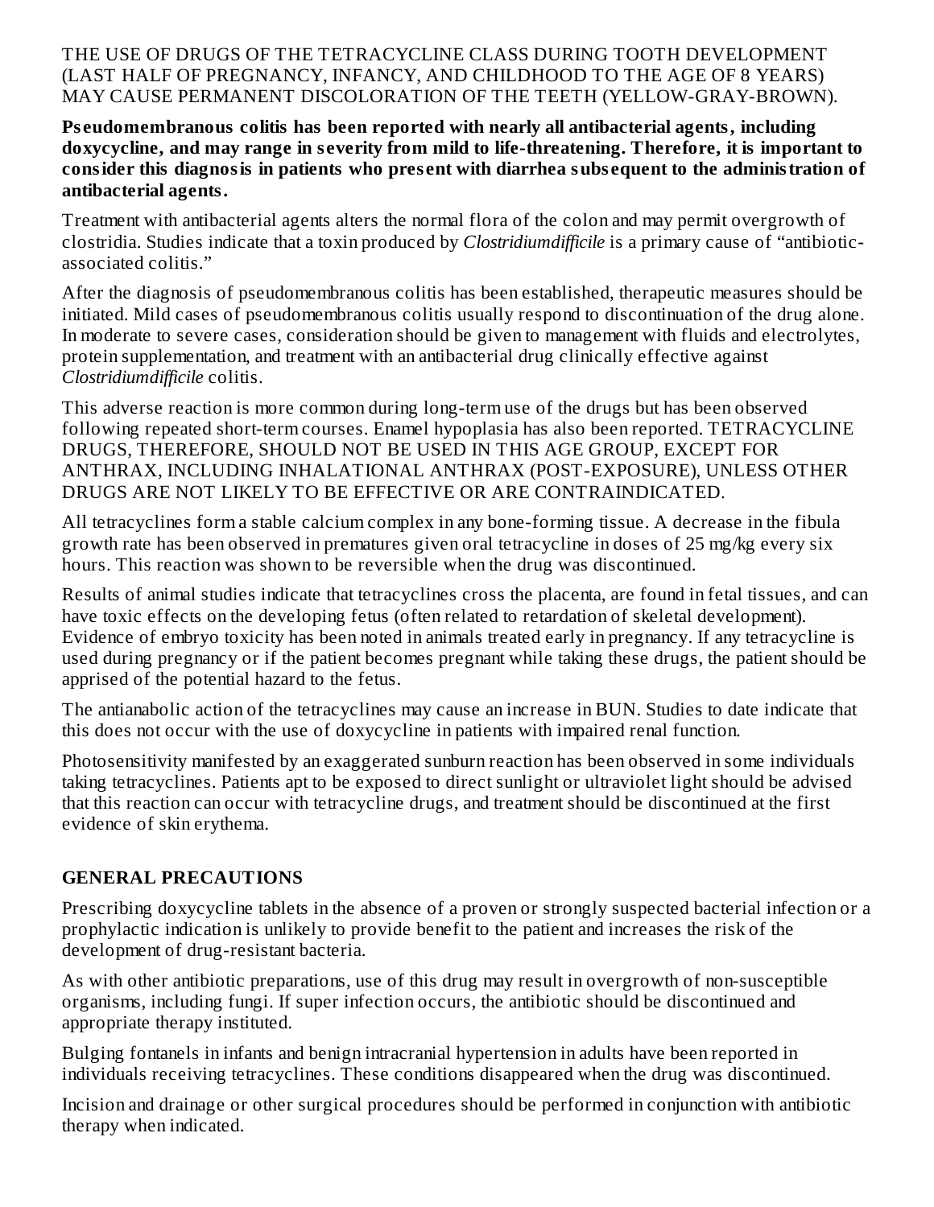THE USE OF DRUGS OF THE TETRACYCLINE CLASS DURING TOOTH DEVELOPMENT (LAST HALF OF PREGNANCY, INFANCY, AND CHILDHOOD TO THE AGE OF 8 YEARS) MAY CAUSE PERMANENT DISCOLORATION OF THE TEETH (YELLOW-GRAY-BROWN).

**Pseudomembranous colitis has been reported with nearly all antibacterial agents, including doxycycline, and may range in severity from mild to life-threatening. Therefore, it is important to consider this diagnosis in patients who present with diarrhea subsequent to the administration of antibacterial agents.**

Treatment with antibacterial agents alters the normal flora of the colon and may permit overgrowth of clostridia. Studies indicate that a toxin produced by *Clostridiumdifficile* is a primary cause of "antibiotic-associated colitis."

After the diagnosis of pseudomembranous colitis has been established, therapeutic measures should be initiated. Mild cases of pseudomembranous colitis usually respond to discontinuation of the drug alone. In moderate to severe cases, consideration should be given to management with fluids and electrolytes, protein supplementation, and treatment with an antibacterial drug clinically effective against *Clostridiumdifficile* colitis.

This adverse reaction is more common during long-term use of the drugs but has been observed following repeated short-term courses. Enamel hypoplasia has also been reported. TETRACYCLINE DRUGS, THEREFORE, SHOULD NOT BE USED IN THIS AGE GROUP, EXCEPT FOR ANTHRAX, INCLUDING INHALATIONAL ANTHRAX (POST-EXPOSURE), UNLESS OTHER DRUGS ARE NOT LIKELY TO BE EFFECTIVE OR ARE CONTRAINDICATED.

All tetracyclines form a stable calcium complex in any bone-forming tissue. A decrease in the fibula growth rate has been observed in prematures given oral tetracycline in doses of 25 mg/kg every six hours. This reaction was shown to be reversible when the drug was discontinued.

Results of animal studies indicate that tetracyclines cross the placenta, are found in fetal tissues, and can have toxic effects on the developing fetus (often related to retardation of skeletal development). Evidence of embryo toxicity has been noted in animals treated early in pregnancy. If any tetracycline is used during pregnancy or if the patient becomes pregnant while taking these drugs, the patient should be apprised of the potential hazard to the fetus.

The antianabolic action of the tetracyclines may cause an increase in BUN. Studies to date indicate that this does not occur with the use of doxycycline in patients with impaired renal function.

Photosensitivity manifested by an exaggerated sunburn reaction has been observed in some individuals taking tetracyclines. Patients apt to be exposed to direct sunlight or ultraviolet light should be advised that this reaction can occur with tetracycline drugs, and treatment should be discontinued at the first evidence of skin erythema.

## GENERAL PRECAUTIONS

Prescribing doxycycline tablets in the absence of a proven or strongly suspected bacterial infection or a prophylactic indication is unlikely to provide benefit to the patient and increases the risk of the development of drug-resistant bacteria.

As with other antibiotic preparations, use of this drug may result in overgrowth of non-susceptible organisms, including fungi. If super infection occurs, the antibiotic should be discontinued and appropriate therapy instituted.

Bulging fontanels in infants and benign intracranial hypertension in adults have been reported in individuals receiving tetracyclines. These conditions disappeared when the drug was discontinued.

Incision and drainage or other surgical procedures should be performed in conjunction with antibiotic therapy when indicated.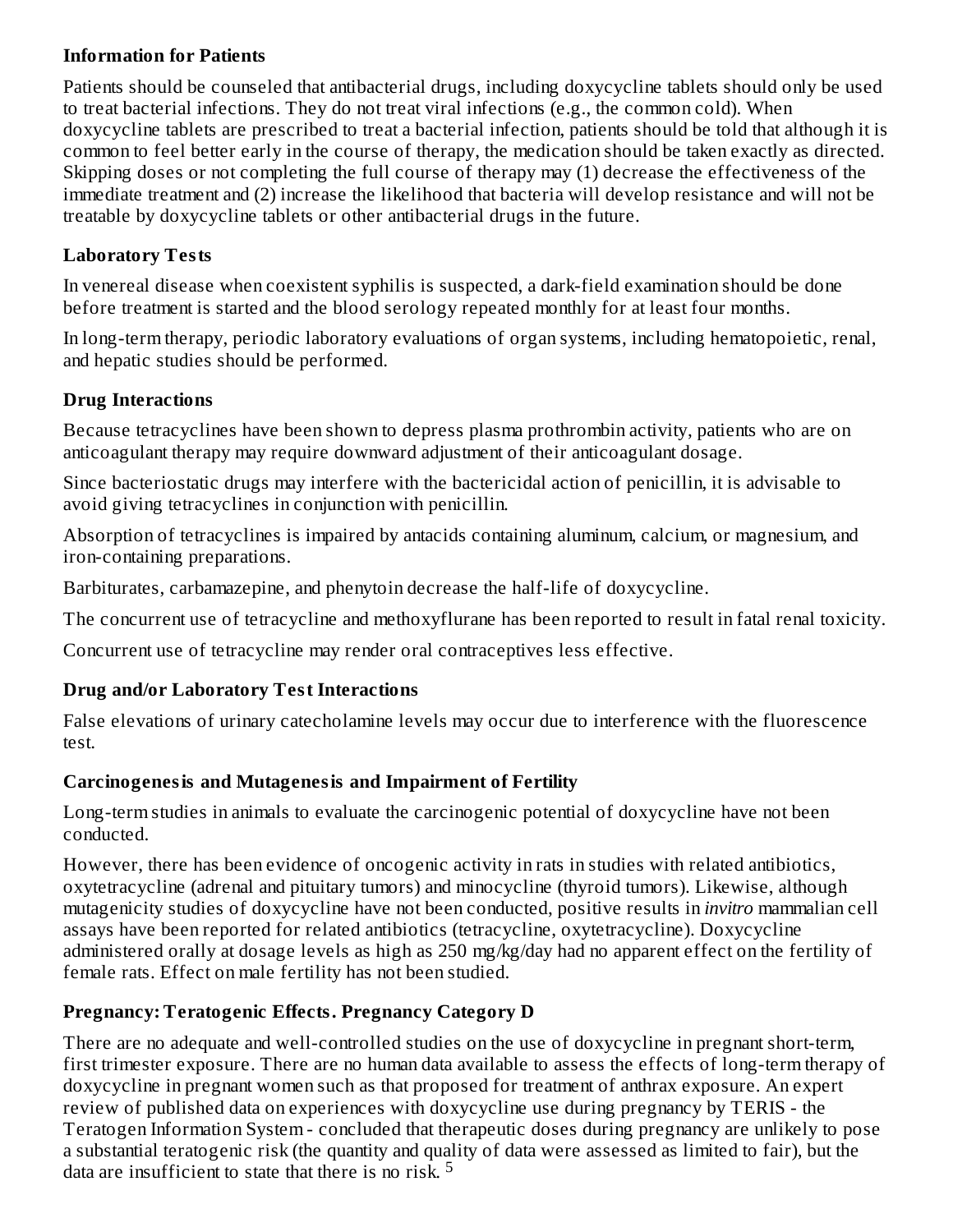### Information for Patients

Patients should be counseled that antibacterial drugs, including doxycycline tablets should only be used to treat bacterial infections. They do not treat viral infections (e.g., the common cold). When doxycycline tablets are prescribed to treat a bacterial infection, patients should be told that although it is common to feel better early in the course of therapy, the medication should be taken exactly as directed. Skipping doses or not completing the full course of therapy may (1) decrease the effectiveness of the immediate treatment and (2) increase the likelihood that bacteria will develop resistance and will not be treatable by doxycycline tablets or other antibacterial drugs in the future.

### Laboratory Tests

In venereal disease when coexistent syphilis is suspected, a dark-field examination should be done before treatment is started and the blood serology repeated monthly for at least four months.

In long-term therapy, periodic laboratory evaluations of organ systems, including hematopoietic, renal, and hepatic studies should be performed.

### Drug Interactions

Because tetracyclines have been shown to depress plasma prothrombin activity, patients who are on anticoagulant therapy may require downward adjustment of their anticoagulant dosage.

Since bacteriostatic drugs may interfere with the bactericidal action of penicillin, it is advisable to avoid giving tetracyclines in conjunction with penicillin.

Absorption of tetracyclines is impaired by antacids containing aluminum, calcium, or magnesium, and iron-containing preparations.

Barbiturates, carbamazepine, and phenytoin decrease the half-life of doxycycline.

The concurrent use of tetracycline and methoxyflurane has been reported to result in fatal renal toxicity.

Concurrent use of tetracycline may render oral contraceptives less effective.

### Drug and/or Laboratory Test Interactions

False elevations of urinary catecholamine levels may occur due to interference with the fluorescence test.

### Carcinogenesis and Mutagenesis and Impairment of Fertility

Long-term studies in animals to evaluate the carcinogenic potential of doxycycline have not been conducted.

However, there has been evidence of oncogenic activity in rats in studies with related antibiotics, oxytetracycline (adrenal and pituitary tumors) and minocycline (thyroid tumors). Likewise, although mutagenicity studies of doxycycline have not been conducted, positive results in *invitro* mammalian cell assays have been reported for related antibiotics (tetracycline, oxytetracycline). Doxycycline administered orally at dosage levels as high as 250 mg/kg/day had no apparent effect on the fertility of female rats. Effect on male fertility has not been studied.

### Pregnancy: Teratogenic Effects. Pregnancy Category D

There are no adequate and well-controlled studies on the use of doxycycline in pregnant short-term, first trimester exposure. There are no human data available to assess the effects of long-term therapy of doxycycline in pregnant women such as that proposed for treatment of anthrax exposure. An expert review of published data on experiences with doxycycline use during pregnancy by TERIS - the Teratogen Information System - concluded that therapeutic doses during pregnancy are unlikely to pose a substantial teratogenic risk (the quantity and quality of data were assessed as limited to fair), but the data are insufficient to state that there is no risk. [5]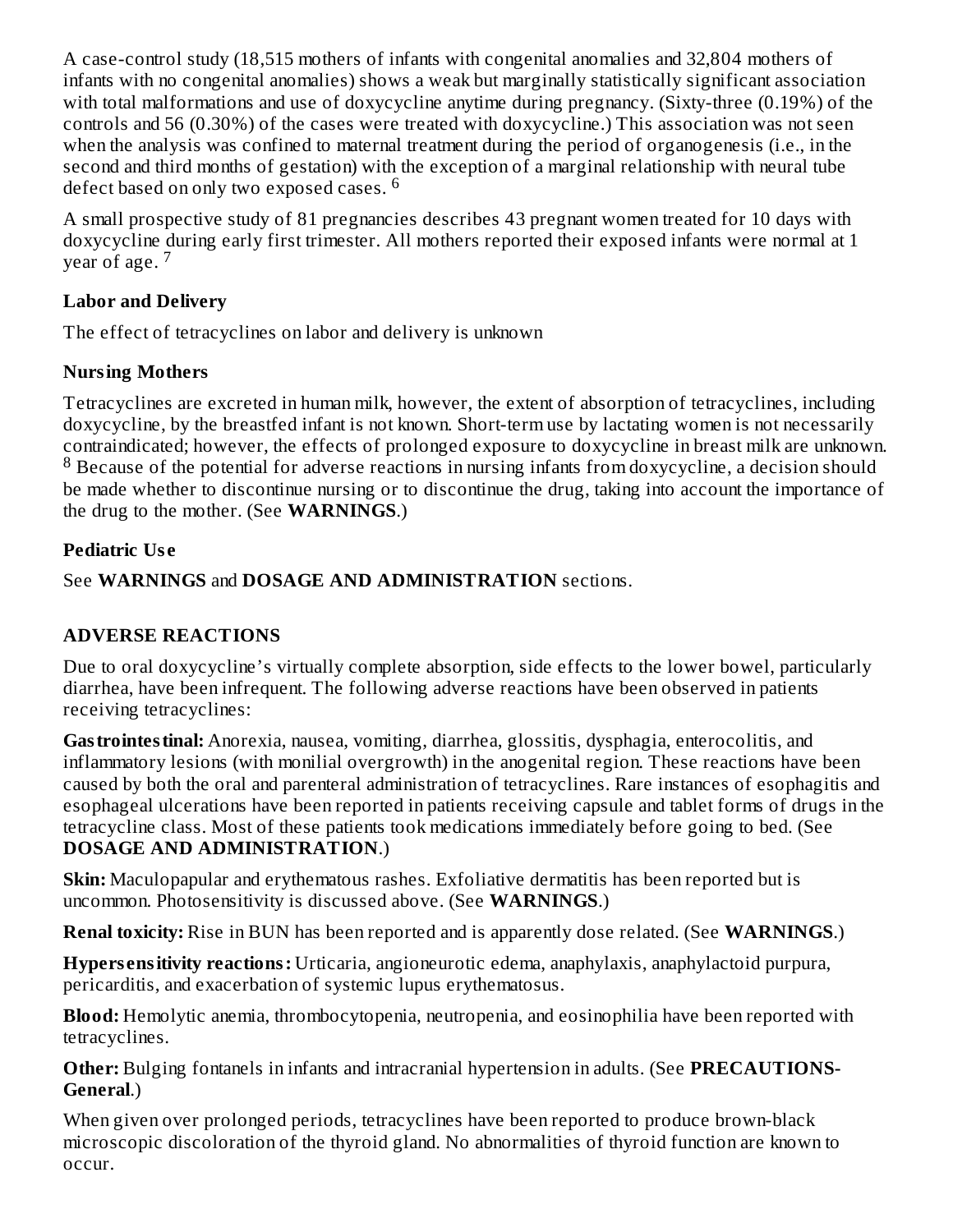A case-control study (18,515 mothers of infants with congenital anomalies and 32,804 mothers of infants with no congenital anomalies) shows a weak but marginally statistically significant association with total malformations and use of doxycycline anytime during pregnancy. (Sixty-three (0.19%) of the controls and 56 (0.30%) of the cases were treated with doxycycline.) This association was not seen when the analysis was confined to maternal treatment during the period of organogenesis (i.e., in the second and third months of gestation) with the exception of a marginal relationship with neural tube defect based on only two exposed cases. [6]

A small prospective study of 81 pregnancies describes 43 pregnant women treated for 10 days with doxycycline during early first trimester. All mothers reported their exposed infants were normal at 1 year of age. [7]

**Labor and Delivery**

The effect of tetracyclines on labor and delivery is unknown

**Nursing Mothers**

Tetracyclines are excreted in human milk, however, the extent of absorption of tetracyclines, including doxycycline, by the breastfed infant is not known. Short-term use by lactating women is not necessarily contraindicated; however, the effects of prolonged exposure to doxycycline in breast milk are unknown. [8] Because of the potential for adverse reactions in nursing infants from doxycycline, a decision should be made whether to discontinue nursing or to discontinue the drug, taking into account the importance of the drug to the mother. (See **WARNINGS**.)

**Pediatric Use**

See **WARNINGS** and **DOSAGE AND ADMINISTRATION** sections.

## ADVERSE REACTIONS

Due to oral doxycycline's virtually complete absorption, side effects to the lower bowel, particularly diarrhea, have been infrequent. The following adverse reactions have been observed in patients receiving tetracyclines:

**Gastrointestinal:** Anorexia, nausea, vomiting, diarrhea, glossitis, dysphagia, enterocolitis, and inflammatory lesions (with monilial overgrowth) in the anogenital region. These reactions have been caused by both the oral and parenteral administration of tetracyclines. Rare instances of esophagitis and esophageal ulcerations have been reported in patients receiving capsule and tablet forms of drugs in the tetracycline class. Most of these patients took medications immediately before going to bed. (See **DOSAGE AND ADMINISTRATION**.)

**Skin:** Maculopapular and erythematous rashes. Exfoliative dermatitis has been reported but is uncommon. Photosensitivity is discussed above. (See **WARNINGS**.)

**Renal toxicity:** Rise in BUN has been reported and is apparently dose related. (See **WARNINGS**.)

**Hypersensitivity reactions:** Urticaria, angioneurotic edema, anaphylaxis, anaphylactoid purpura, pericarditis, and exacerbation of systemic lupus erythematosus.

**Blood:** Hemolytic anemia, thrombocytopenia, neutropenia, and eosinophilia have been reported with tetracyclines.

**Other:** Bulging fontanels in infants and intracranial hypertension in adults. (See **PRECAUTIONS-General**.)

When given over prolonged periods, tetracyclines have been reported to produce brown-black microscopic discoloration of the thyroid gland. No abnormalities of thyroid function are known to occur.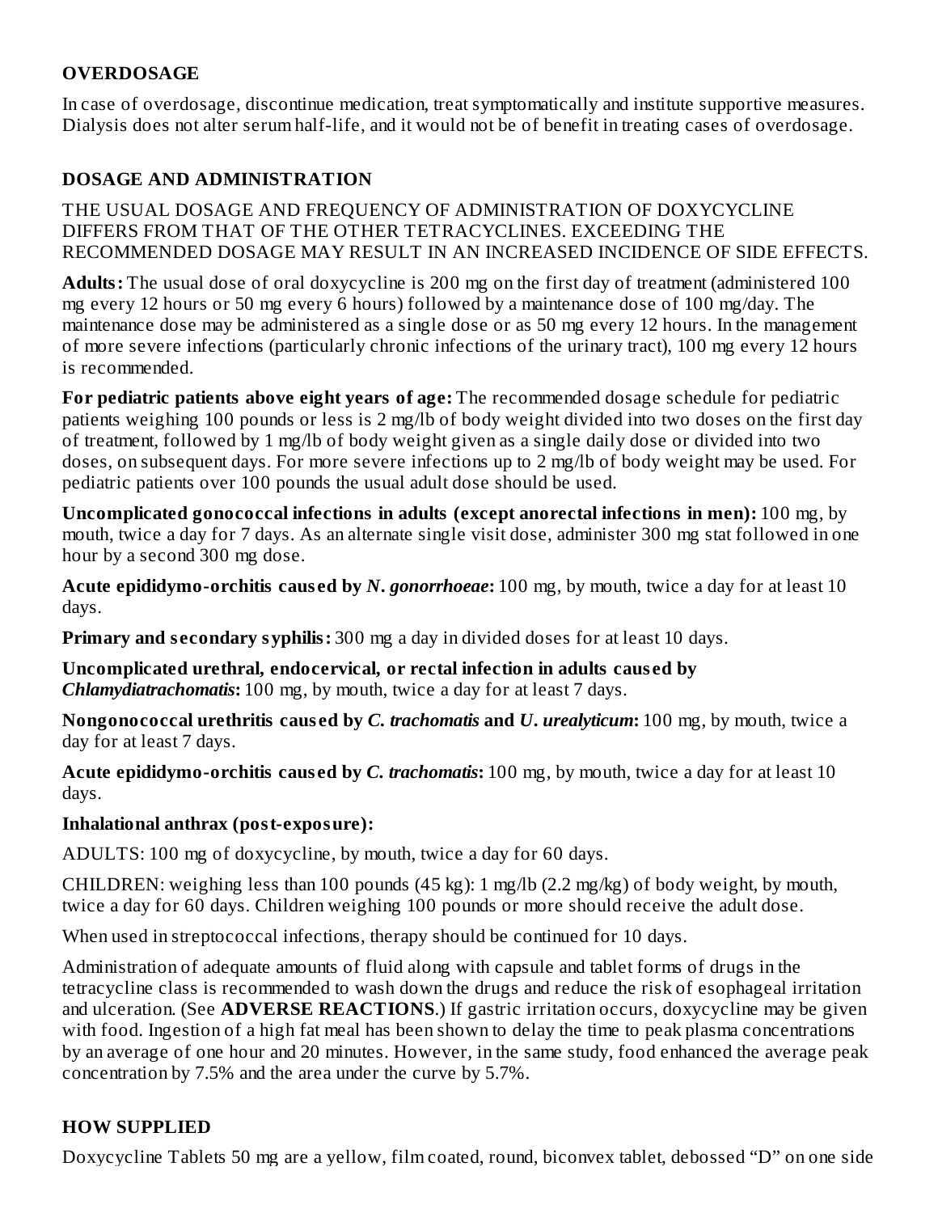## OVERDOSAGE

In case of overdosage, discontinue medication, treat symptomatically and institute supportive measures. Dialysis does not alter serum half-life, and it would not be of benefit in treating cases of overdosage.

## DOSAGE AND ADMINISTRATION

THE USUAL DOSAGE AND FREQUENCY OF ADMINISTRATION OF DOXYCYCLINE DIFFERS FROM THAT OF THE OTHER TETRACYCLINES. EXCEEDING THE RECOMMENDED DOSAGE MAY RESULT IN AN INCREASED INCIDENCE OF SIDE EFFECTS.

**Adults:** The usual dose of oral doxycycline is 200 mg on the first day of treatment (administered 100 mg every 12 hours or 50 mg every 6 hours) followed by a maintenance dose of 100 mg/day. The maintenance dose may be administered as a single dose or as 50 mg every 12 hours. In the management of more severe infections (particularly chronic infections of the urinary tract), 100 mg every 12 hours is recommended.

**For pediatric patients above eight years of age:** The recommended dosage schedule for pediatric patients weighing 100 pounds or less is 2 mg/lb of body weight divided into two doses on the first day of treatment, followed by 1 mg/lb of body weight given as a single daily dose or divided into two doses, on subsequent days. For more severe infections up to 2 mg/lb of body weight may be used. For pediatric patients over 100 pounds the usual adult dose should be used.

**Uncomplicated gonococcal infections in adults (except anorectal infections in men):** 100 mg, by mouth, twice a day for 7 days. As an alternate single visit dose, administer 300 mg stat followed in one hour by a second 300 mg dose.

**Acute epididymo-orchitis caused by *N. gonorrhoeae*:** 100 mg, by mouth, twice a day for at least 10 days.

**Primary and secondary syphilis:** 300 mg a day in divided doses for at least 10 days.

**Uncomplicated urethral, endocervical, or rectal infection in adults caused by *Chlamydiatrachomatis*:** 100 mg, by mouth, twice a day for at least 7 days.

**Nongonococcal urethritis caused by *C. trachomatis* and *U. urealyticum*:** 100 mg, by mouth, twice a day for at least 7 days.

**Acute epididymo-orchitis caused by *C. trachomatis*:** 100 mg, by mouth, twice a day for at least 10 days.

**Inhalational anthrax (post-exposure):**

ADULTS: 100 mg of doxycycline, by mouth, twice a day for 60 days.

CHILDREN: weighing less than 100 pounds (45 kg): 1 mg/lb (2.2 mg/kg) of body weight, by mouth, twice a day for 60 days. Children weighing 100 pounds or more should receive the adult dose.

When used in streptococcal infections, therapy should be continued for 10 days.

Administration of adequate amounts of fluid along with capsule and tablet forms of drugs in the tetracycline class is recommended to wash down the drugs and reduce the risk of esophageal irritation and ulceration. (See **ADVERSE REACTIONS**.) If gastric irritation occurs, doxycycline may be given with food. Ingestion of a high fat meal has been shown to delay the time to peak plasma concentrations by an average of one hour and 20 minutes. However, in the same study, food enhanced the average peak concentration by 7.5% and the area under the curve by 5.7%.

## HOW SUPPLIED

Doxycycline Tablets 50 mg are a yellow, film coated, round, biconvex tablet, debossed "D" on one side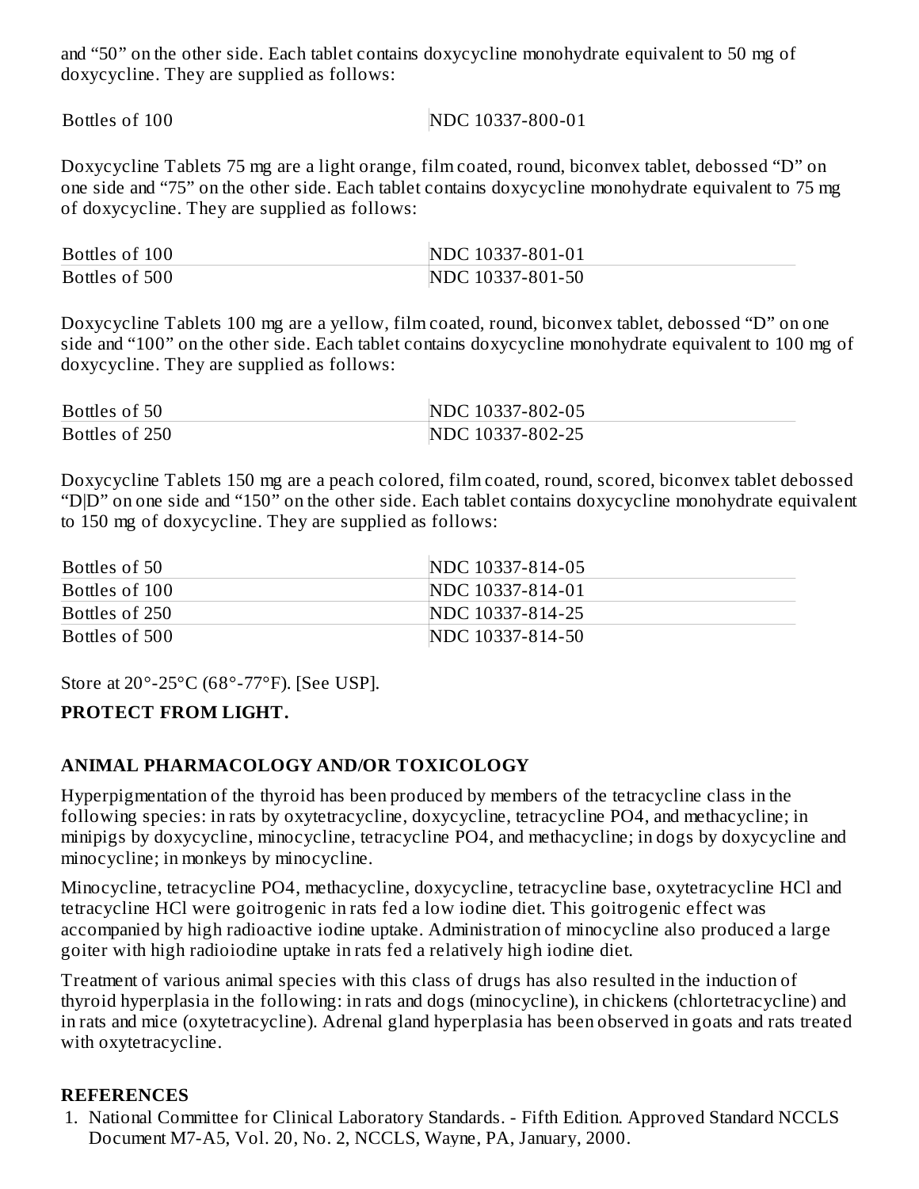and “50” on the other side. Each tablet contains doxycycline monohydrate equivalent to 50 mg of doxycycline. They are supplied as follows:

| | |
|---|---|
| Bottles of 100 | NDC 10337-800-01 |

Doxycycline Tablets 75 mg are a light orange, film coated, round, biconvex tablet, debossed “D” on one side and “75” on the other side. Each tablet contains doxycycline monohydrate equivalent to 75 mg of doxycycline. They are supplied as follows:

| | |
|---|---|
| Bottles of 100 | NDC 10337-801-01 |
| Bottles of 500 | NDC 10337-801-50 |

Doxycycline Tablets 100 mg are a yellow, film coated, round, biconvex tablet, debossed “D” on one side and “100” on the other side. Each tablet contains doxycycline monohydrate equivalent to 100 mg of doxycycline. They are supplied as follows:

| | |
|---|---|
| Bottles of 50 | NDC 10337-802-05 |
| Bottles of 250 | NDC 10337-802-25 |

Doxycycline Tablets 150 mg are a peach colored, film coated, round, scored, biconvex tablet debossed “D|D” on one side and “150” on the other side. Each tablet contains doxycycline monohydrate equivalent to 150 mg of doxycycline. They are supplied as follows:

| | |
|---|---|
| Bottles of 50 | NDC 10337-814-05 |
| Bottles of 100 | NDC 10337-814-01 |
| Bottles of 250 | NDC 10337-814-25 |
| Bottles of 500 | NDC 10337-814-50 |

Store at 20°-25°C (68°-77°F). [See USP].

**PROTECT FROM LIGHT.**

## ANIMAL PHARMACOLOGY AND/OR TOXICOLOGY

Hyperpigmentation of the thyroid has been produced by members of the tetracycline class in the following species: in rats by oxytetracycline, doxycycline, tetracycline PO4, and methacycline; in minipigs by doxycycline, minocycline, tetracycline PO4, and methacycline; in dogs by doxycycline and minocycline; in monkeys by minocycline.

Minocycline, tetracycline PO4, methacycline, doxycycline, tetracycline base, oxytetracycline HCl and tetracycline HCl were goitrogenic in rats fed a low iodine diet. This goitrogenic effect was accompanied by high radioactive iodine uptake. Administration of minocycline also produced a large goiter with high radioiodine uptake in rats fed a relatively high iodine diet.

Treatment of various animal species with this class of drugs has also resulted in the induction of thyroid hyperplasia in the following: in rats and dogs (minocycline), in chickens (chlortetracycline) and in rats and mice (oxytetracycline). Adrenal gland hyperplasia has been observed in goats and rats treated with oxytetracycline.

## REFERENCES

1. National Committee for Clinical Laboratory Standards. - Fifth Edition. Approved Standard NCCLS Document M7-A5, Vol. 20, No. 2, NCCLS, Wayne, PA, January, 2000.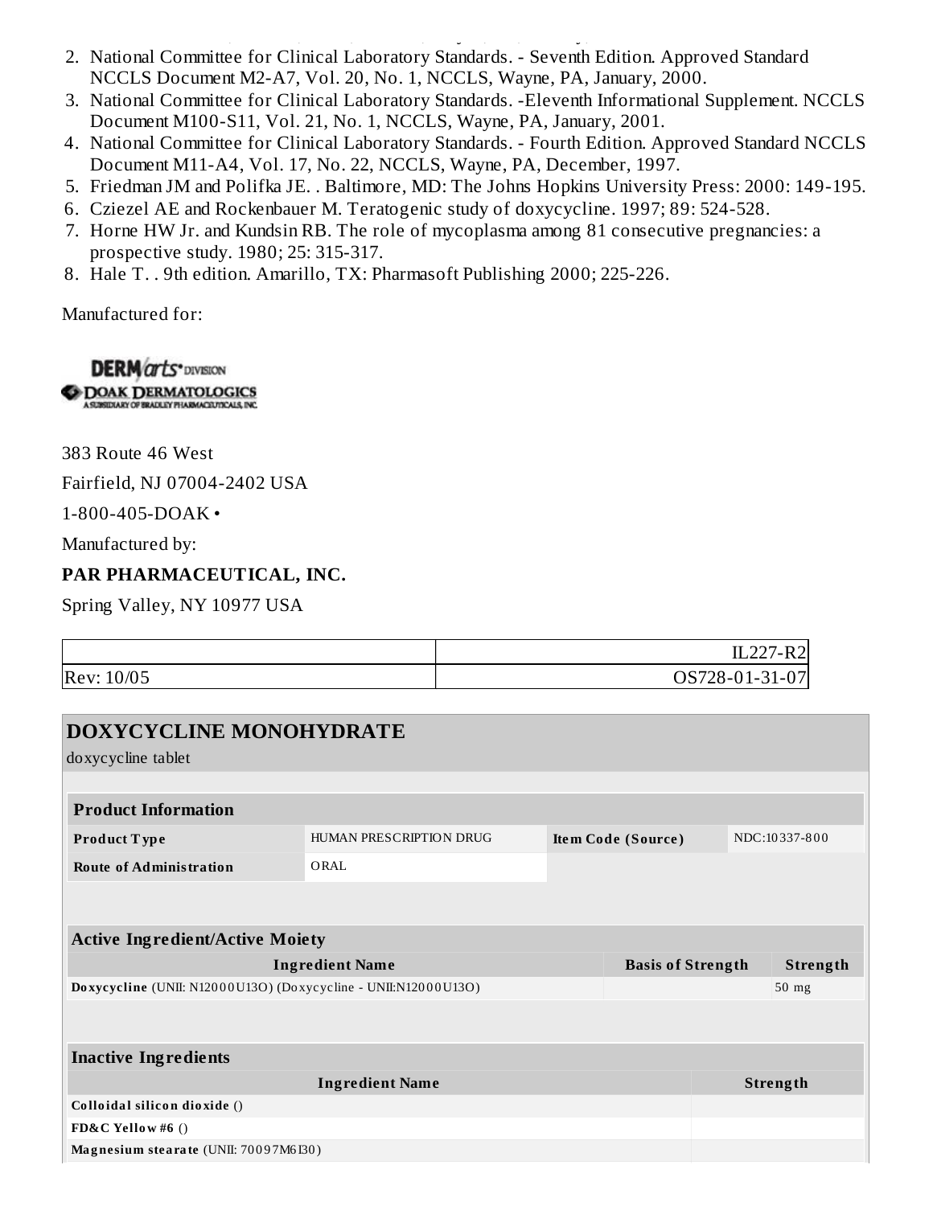2. National Committee for Clinical Laboratory Standards. - Seventh Edition. Approved Standard NCCLS Document M2-A7, Vol. 20, No. 1, NCCLS, Wayne, PA, January, 2000.
3. National Committee for Clinical Laboratory Standards. -Eleventh Informational Supplement. NCCLS Document M100-S11, Vol. 21, No. 1, NCCLS, Wayne, PA, January, 2001.
4. National Committee for Clinical Laboratory Standards. - Fourth Edition. Approved Standard NCCLS Document M11-A4, Vol. 17, No. 22, NCCLS, Wayne, PA, December, 1997.
5. Friedman JM and Polifka JE. . Baltimore, MD: The Johns Hopkins University Press: 2000: 149-195.
6. Cziezel AE and Rockenbauer M. Teratogenic study of doxycycline. 1997; 89: 524-528.
7. Horne HW Jr. and Kundsin RB. The role of mycoplasma among 81 consecutive pregnancies: a prospective study. 1980; 25: 315-317.
8. Hale T. . 9th edition. Amarillo, TX: Pharmasoft Publishing 2000; 225-226.

Manufactured for:

DERMarts DIVISION
DOAK DERMATOLOGICS
A SUBSIDIARY OF BRADLEY PHARMACEUTICALS, INC.

383 Route 46 West

Fairfield, NJ 07004-2402 USA

1-800-405-DOAK •

Manufactured by:

**PAR PHARMACEUTICAL, INC.**

Spring Valley, NY 10977 USA

| | IL227-R2 |
|---|---|
| Rev: 10/05 | OS728-01-31-07 |

## DOXYCYCLINE MONOHYDRATE

doxycycline tablet

| **Product Information** | | | |
|---|---|---|---|
| **Product Type** | HUMAN PRESCRIPTION DRUG | **Item Code (Source)** | NDC:10337-800 |
| **Route of Administration** | ORAL | | |

| **Active Ingredient/Active Moiety** | | |
|---|---|---|
| **Ingredient Name** | **Basis of Strength** | **Strength** |
| **Doxycycline** (UNII: N12000U13O) (Doxycycline - UNII:N12000U13O) | | 50 mg |

| **Inactive Ingredients** | |
|---|---|
| **Ingredient Name** | **Strength** |
| **Colloidal silicon dioxide** () | |
| **FD&C Yellow #6** () | |
| **Magnesium stearate** (UNII: 70097M6I30) | |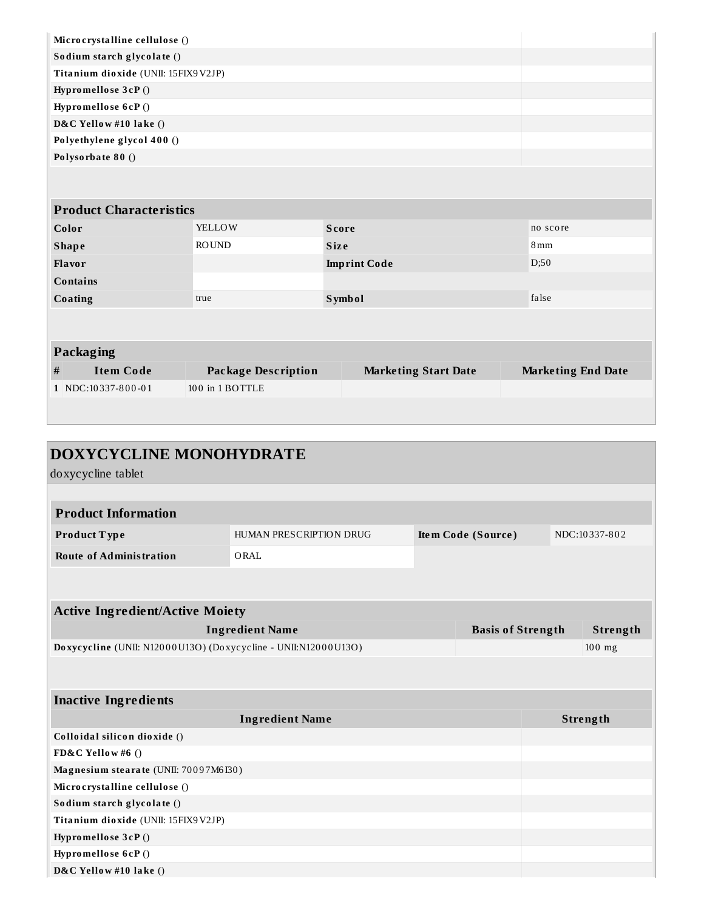| Ingredient Name | Strength |
|---|---|
| **Microcrystalline cellulose** () | |
| **Sodium starch glycolate** () | |
| **Titanium dioxide** (UNII: 15FIX9V2JP) | |
| **Hypromellose 3cP** () | |
| **Hypromellose 6cP** () | |
| **D&C Yellow #10 lake** () | |
| **Polyethylene glycol 400** () | |
| **Polysorbate 80** () | |

| Product Characteristics | | | |
|---|---|---|---|
| **Color** | YELLOW | **Score** | no score |
| **Shape** | ROUND | **Size** | 8mm |
| **Flavor** | | **Imprint Code** | D;50 |
| **Contains** | | | |
| **Coating** | true | **Symbol** | false |

| Packaging | | | | |
|---|---|---|---|---|
| **#** | **Item Code** | **Package Description** | **Marketing Start Date** | **Marketing End Date** |
| **1** | NDC:10337-800-01 | 100 in 1 BOTTLE | | |

## DOXYCYCLINE MONOHYDRATE

doxycycline tablet

| Product Information | | | |
|---|---|---|---|
| **Product Type** | HUMAN PRESCRIPTION DRUG | **Item Code (Source)** | NDC:10337-802 |
| **Route of Administration** | ORAL | | |

| Active Ingredient/Active Moiety | | |
|---|---|---|
| **Ingredient Name** | **Basis of Strength** | **Strength** |
| **Doxycycline** (UNII: N12000U13O) (Doxycycline - UNII:N12000U13O) | | 100 mg |

| Inactive Ingredients | |
|---|---|
| **Ingredient Name** | **Strength** |
| **Colloidal silicon dioxide** () | |
| **FD&C Yellow #6** () | |
| **Magnesium stearate** (UNII: 70097M6I30) | |
| **Microcrystalline cellulose** () | |
| **Sodium starch glycolate** () | |
| **Titanium dioxide** (UNII: 15FIX9V2JP) | |
| **Hypromellose 3cP** () | |
| **Hypromellose 6cP** () | |
| **D&C Yellow #10 lake** () | |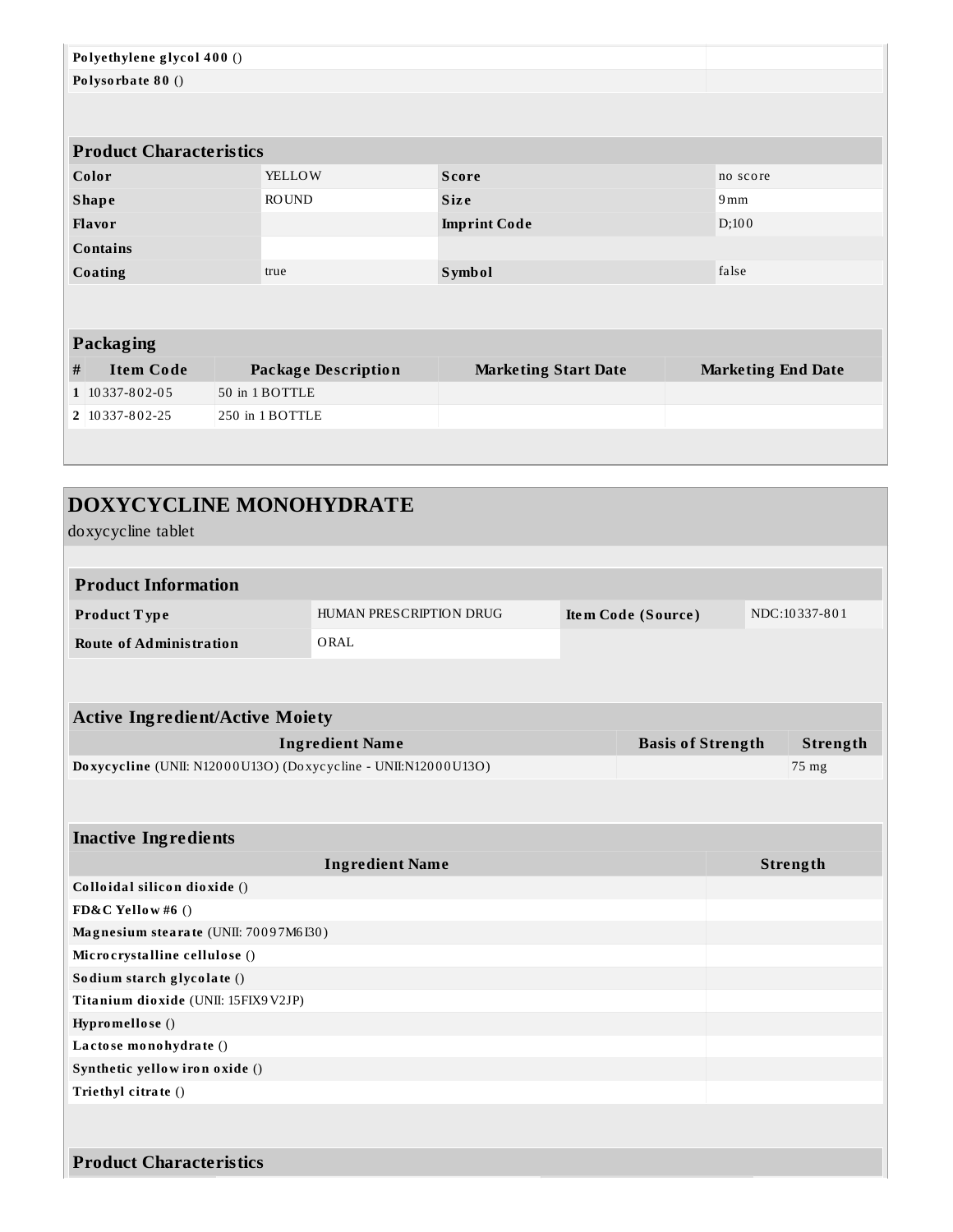| | |
|---|---|
| **Polyethylene glycol 400** () | |
| **Polysorbate 80** () | |

| Product Characteristics | | | |
|---|---|---|---|
| **Color** | YELLOW | **Score** | no score |
| **Shape** | ROUND | **Size** | 9mm |
| **Flavor** | | **Imprint Code** | D;100 |
| **Contains** | | | |
| **Coating** | true | **Symbol** | false |

| Packaging | | | | |
|---|---|---|---|---|
| **#** | **Item Code** | **Package Description** | **Marketing Start Date** | **Marketing End Date** |
| **1** | 10337-802-05 | 50 in 1 BOTTLE | | |
| **2** | 10337-802-25 | 250 in 1 BOTTLE | | |

## DOXYCYCLINE MONOHYDRATE

doxycycline tablet

| Product Information | | | |
|---|---|---|---|
| **Product Type** | HUMAN PRESCRIPTION DRUG | **Item Code (Source)** | NDC:10337-801 |
| **Route of Administration** | ORAL | | |

| Active Ingredient/Active Moiety | | |
|---|---|---|
| **Ingredient Name** | **Basis of Strength** | **Strength** |
| **Doxycycline** (UNII: N12000U13O) (Doxycycline - UNII:N12000U13O) | | 75 mg |

| Inactive Ingredients | |
|---|---|
| **Ingredient Name** | **Strength** |
| **Colloidal silicon dioxide** () | |
| **FD&C Yellow #6** () | |
| **Magnesium stearate** (UNII: 70097M6I30) | |
| **Microcrystalline cellulose** () | |
| **Sodium starch glycolate** () | |
| **Titanium dioxide** (UNII: 15FIX9V2JP) | |
| **Hypromellose** () | |
| **Lactose monohydrate** () | |
| **Synthetic yellow iron oxide** () | |
| **Triethyl citrate** () | |

### Product Characteristics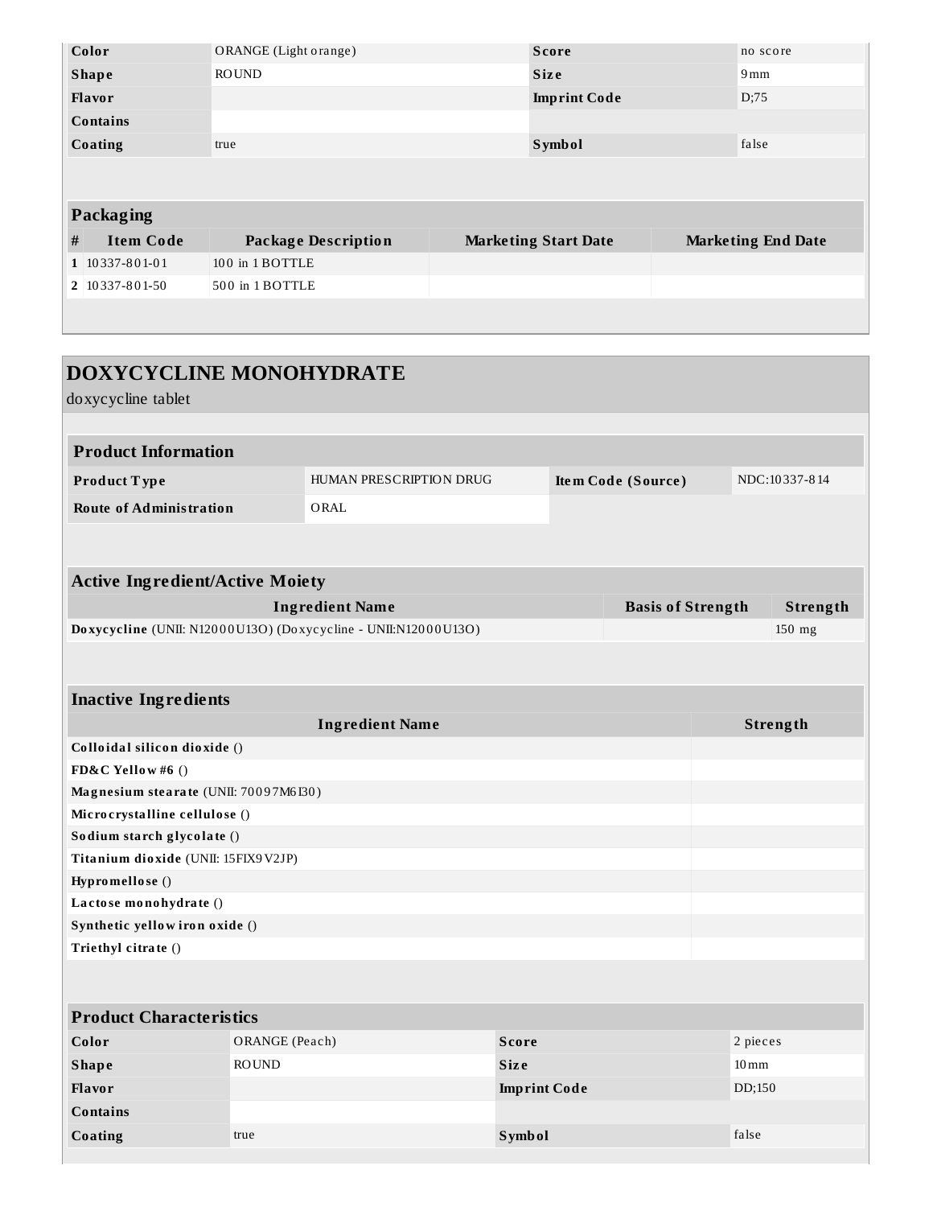| Color | ORANGE (Light orange) | Score | no score |
| --- | --- | --- | --- |
| Shape | ROUND | Size | 9mm |
| Flavor | | Imprint Code | D;75 |
| Contains | | | |
| Coating | true | Symbol | false |

| Packaging | | | | |
| --- | --- | --- | --- | --- |
| # | Item Code | Package Description | Marketing Start Date | Marketing End Date |
| 1 | 10337-801-01 | 100 in 1 BOTTLE | | |
| 2 | 10337-801-50 | 500 in 1 BOTTLE | | |

## DOXYCYCLINE MONOHYDRATE

doxycycline tablet

| Product Information | | | |
| --- | --- | --- | --- |
| Product Type | HUMAN PRESCRIPTION DRUG | Item Code (Source) | NDC:10337-814 |
| Route of Administration | ORAL | | |

| Active Ingredient/Active Moiety | | |
| --- | --- | --- |
| Ingredient Name | Basis of Strength | Strength |
| **Doxycycline** (UNII: N12000U13O) (Doxycycline - UNII:N12000U13O) | | 150 mg |

| Inactive Ingredients | |
| --- | --- |
| Ingredient Name | Strength |
| **Colloidal silicon dioxide** () | |
| **FD&C Yellow #6** () | |
| **Magnesium stearate** (UNII: 70097M6I30) | |
| **Microcrystalline cellulose** () | |
| **Sodium starch glycolate** () | |
| **Titanium dioxide** (UNII: 15FIX9V2JP) | |
| **Hypromellose** () | |
| **Lactose monohydrate** () | |
| **Synthetic yellow iron oxide** () | |
| **Triethyl citrate** () | |

| Product Characteristics | | | |
| --- | --- | --- | --- |
| Color | ORANGE (Peach) | Score | 2 pieces |
| Shape | ROUND | Size | 10mm |
| Flavor | | Imprint Code | DD;150 |
| Contains | | | |
| Coating | true | Symbol | false |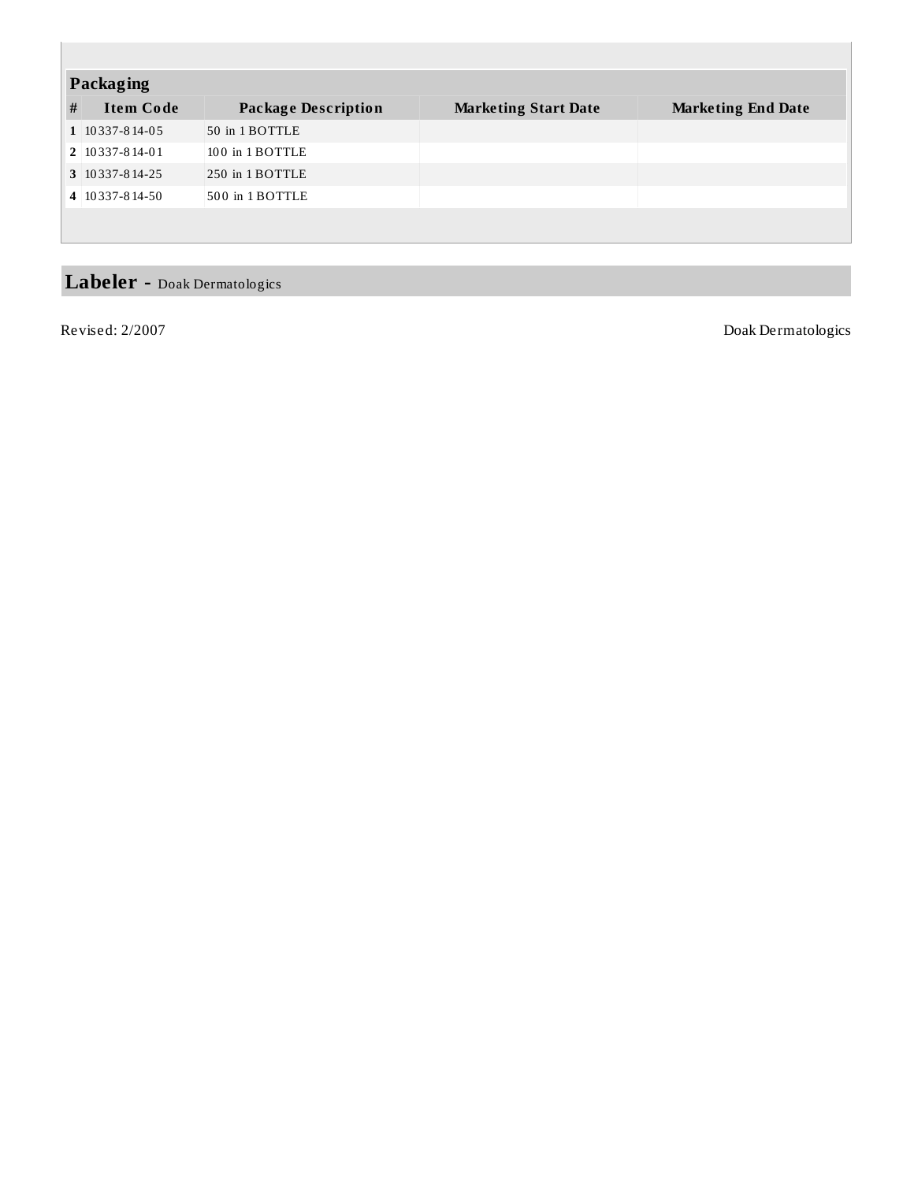## Packaging

| # | Item Code | Package Description | Marketing Start Date | Marketing End Date |
|---|---|---|---|---|
| 1 | 10337-814-05 | 50 in 1 BOTTLE | | |
| 2 | 10337-814-01 | 100 in 1 BOTTLE | | |
| 3 | 10337-814-25 | 250 in 1 BOTTLE | | |
| 4 | 10337-814-50 | 500 in 1 BOTTLE | | |

## Labeler - Doak Dermatologics

Revised: 2/2007

Doak Dermatologics